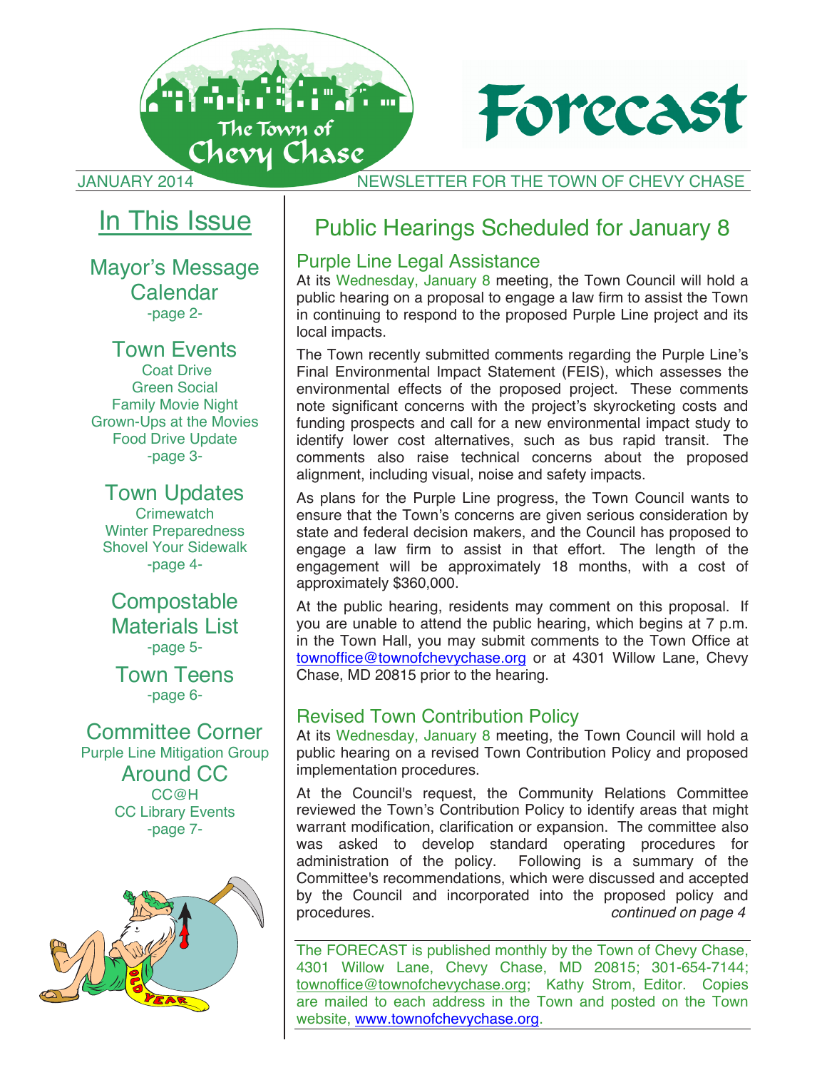# Forecast

The Town of Chevy Chase

JANUARY 2014 — NEWSLETTER FOR THE TOWN OF CHEVY CHASE

## In This Issue

**Mayor's Message**
**Calendar**
-page 2-

**Town Events**
Coat Drive
Green Social
Family Movie Night
Grown-Ups at the Movies
Food Drive Update
-page 3-

**Town Updates**
Crimewatch
Winter Preparedness
Shovel Your Sidewalk
-page 4-

**Compostable Materials List**
-page 5-

**Town Teens**
-page 6-

**Committee Corner**
Purple Line Mitigation Group

**Around CC**
CC@H
CC Library Events
-page 7-

## Public Hearings Scheduled for January 8

### Purple Line Legal Assistance

At its Wednesday, January 8 meeting, the Town Council will hold a public hearing on a proposal to engage a law firm to assist the Town in continuing to respond to the proposed Purple Line project and its local impacts.

The Town recently submitted comments regarding the Purple Line's Final Environmental Impact Statement (FEIS), which assesses the environmental effects of the proposed project. These comments note significant concerns with the project's skyrocketing costs and funding prospects and call for a new environmental impact study to identify lower cost alternatives, such as bus rapid transit. The comments also raise technical concerns about the proposed alignment, including visual, noise and safety impacts.

As plans for the Purple Line progress, the Town Council wants to ensure that the Town's concerns are given serious consideration by state and federal decision makers, and the Council has proposed to engage a law firm to assist in that effort. The length of the engagement will be approximately 18 months, with a cost of approximately $360,000.

At the public hearing, residents may comment on this proposal. If you are unable to attend the public hearing, which begins at 7 p.m. in the Town Hall, you may submit comments to the Town Office at townoffice@townofchevychase.org or at 4301 Willow Lane, Chevy Chase, MD 20815 prior to the hearing.

### Revised Town Contribution Policy

At its Wednesday, January 8 meeting, the Town Council will hold a public hearing on a revised Town Contribution Policy and proposed implementation procedures.

At the Council's request, the Community Relations Committee reviewed the Town's Contribution Policy to identify areas that might warrant modification, clarification or expansion. The committee also was asked to develop standard operating procedures for administration of the policy. Following is a summary of the Committee's recommendations, which were discussed and accepted by the Council and incorporated into the proposed policy and procedures. *continued on page 4*

---

The FORECAST is published monthly by the Town of Chevy Chase, 4301 Willow Lane, Chevy Chase, MD 20815; 301-654-7144; townoffice@townofchevychase.org; Kathy Strom, Editor. Copies are mailed to each address in the Town and posted on the Town website, www.townofchevychase.org.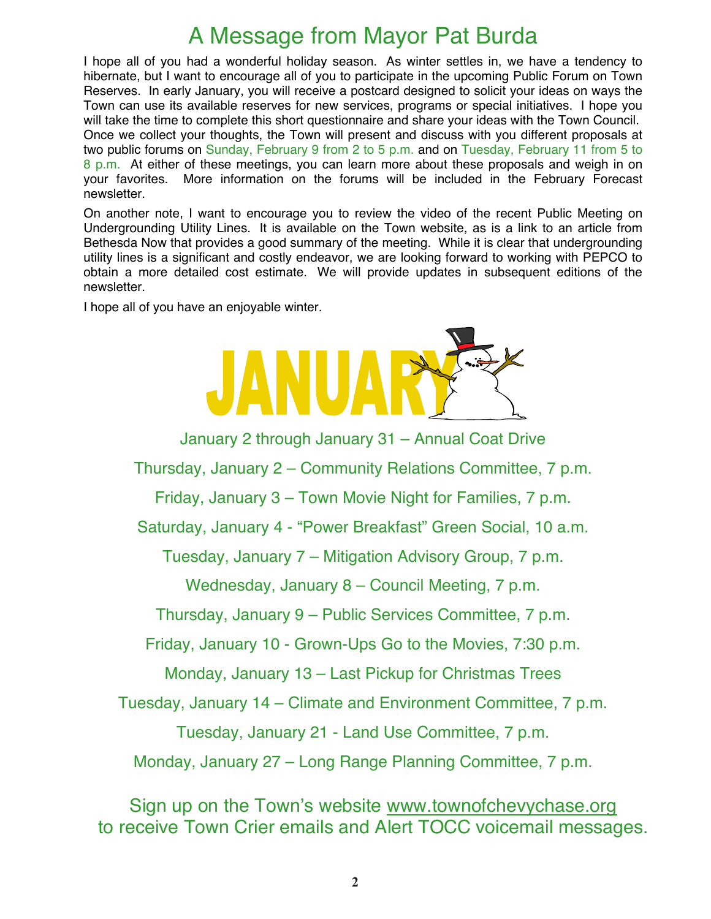# A Message from Mayor Pat Burda

I hope all of you had a wonderful holiday season. As winter settles in, we have a tendency to hibernate, but I want to encourage all of you to participate in the upcoming Public Forum on Town Reserves. In early January, you will receive a postcard designed to solicit your ideas on ways the Town can use its available reserves for new services, programs or special initiatives. I hope you will take the time to complete this short questionnaire and share your ideas with the Town Council. Once we collect your thoughts, the Town will present and discuss with you different proposals at two public forums on Sunday, February 9 from 2 to 5 p.m. and on Tuesday, February 11 from 5 to 8 p.m. At either of these meetings, you can learn more about these proposals and weigh in on your favorites. More information on the forums will be included in the February Forecast newsletter.

On another note, I want to encourage you to review the video of the recent Public Meeting on Undergrounding Utility Lines. It is available on the Town website, as is a link to an article from Bethesda Now that provides a good summary of the meeting. While it is clear that undergrounding utility lines is a significant and costly endeavor, we are looking forward to working with PEPCO to obtain a more detailed cost estimate. We will provide updates in subsequent editions of the newsletter.

I hope all of you have an enjoyable winter.

## JANUARY

January 2 through January 31 – Annual Coat Drive

Thursday, January 2 – Community Relations Committee, 7 p.m.

Friday, January 3 – Town Movie Night for Families, 7 p.m.

Saturday, January 4 - "Power Breakfast" Green Social, 10 a.m.

Tuesday, January 7 – Mitigation Advisory Group, 7 p.m.

Wednesday, January 8 – Council Meeting, 7 p.m.

Thursday, January 9 – Public Services Committee, 7 p.m.

Friday, January 10 - Grown-Ups Go to the Movies, 7:30 p.m.

Monday, January 13 – Last Pickup for Christmas Trees

Tuesday, January 14 – Climate and Environment Committee, 7 p.m.

Tuesday, January 21 - Land Use Committee, 7 p.m.

Monday, January 27 – Long Range Planning Committee, 7 p.m.

Sign up on the Town's website www.townofchevychase.org to receive Town Crier emails and Alert TOCC voicemail messages.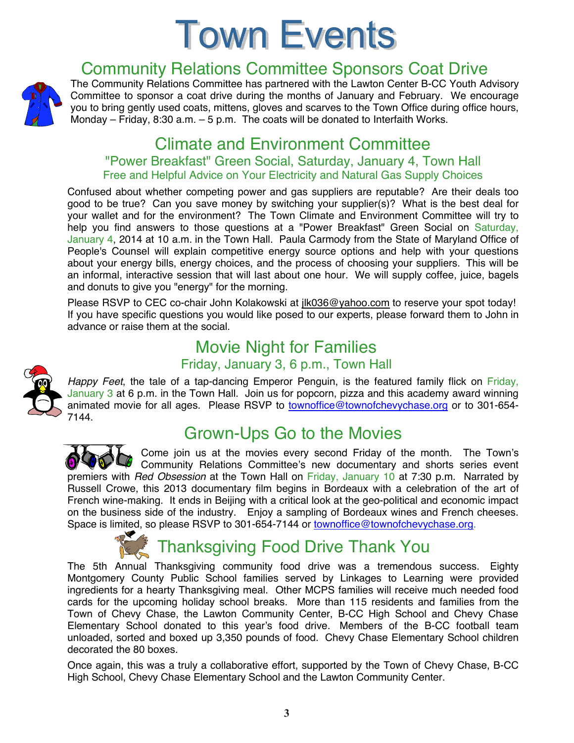# Town Events

## Community Relations Committee Sponsors Coat Drive

The Community Relations Committee has partnered with the Lawton Center B-CC Youth Advisory Committee to sponsor a coat drive during the months of January and February. We encourage you to bring gently used coats, mittens, gloves and scarves to the Town Office during office hours, Monday – Friday, 8:30 a.m. – 5 p.m. The coats will be donated to Interfaith Works.

## Climate and Environment Committee

### "Power Breakfast" Green Social, Saturday, January 4, Town Hall

### Free and Helpful Advice on Your Electricity and Natural Gas Supply Choices

Confused about whether competing power and gas suppliers are reputable? Are their deals too good to be true? Can you save money by switching your supplier(s)? What is the best deal for your wallet and for the environment? The Town Climate and Environment Committee will try to help you find answers to those questions at a "Power Breakfast" Green Social on Saturday, January 4, 2014 at 10 a.m. in the Town Hall. Paula Carmody from the State of Maryland Office of People's Counsel will explain competitive energy source options and help with your questions about your energy bills, energy choices, and the process of choosing your suppliers. This will be an informal, interactive session that will last about one hour. We will supply coffee, juice, bagels and donuts to give you "energy" for the morning.

Please RSVP to CEC co-chair John Kolakowski at jlk036@yahoo.com to reserve your spot today! If you have specific questions you would like posed to our experts, please forward them to John in advance or raise them at the social.

## Movie Night for Families

### Friday, January 3, 6 p.m., Town Hall

*Happy Feet*, the tale of a tap-dancing Emperor Penguin, is the featured family flick on Friday, January 3 at 6 p.m. in the Town Hall. Join us for popcorn, pizza and this academy award winning animated movie for all ages. Please RSVP to townoffice@townofchevychase.org or to 301-654-7144.

## Grown-Ups Go to the Movies

Come join us at the movies every second Friday of the month. The Town's Community Relations Committee's new documentary and shorts series event premiers with *Red Obsession* at the Town Hall on Friday, January 10 at 7:30 p.m. Narrated by Russell Crowe, this 2013 documentary film begins in Bordeaux with a celebration of the art of French wine-making. It ends in Beijing with a critical look at the geo-political and economic impact on the business side of the industry. Enjoy a sampling of Bordeaux wines and French cheeses. Space is limited, so please RSVP to 301-654-7144 or townoffice@townofchevychase.org.

## Thanksgiving Food Drive Thank You

The 5th Annual Thanksgiving community food drive was a tremendous success. Eighty Montgomery County Public School families served by Linkages to Learning were provided ingredients for a hearty Thanksgiving meal. Other MCPS families will receive much needed food cards for the upcoming holiday school breaks. More than 115 residents and families from the Town of Chevy Chase, the Lawton Community Center, B-CC High School and Chevy Chase Elementary School donated to this year's food drive. Members of the B-CC football team unloaded, sorted and boxed up 3,350 pounds of food. Chevy Chase Elementary School children decorated the 80 boxes.

Once again, this was a truly a collaborative effort, supported by the Town of Chevy Chase, B-CC High School, Chevy Chase Elementary School and the Lawton Community Center.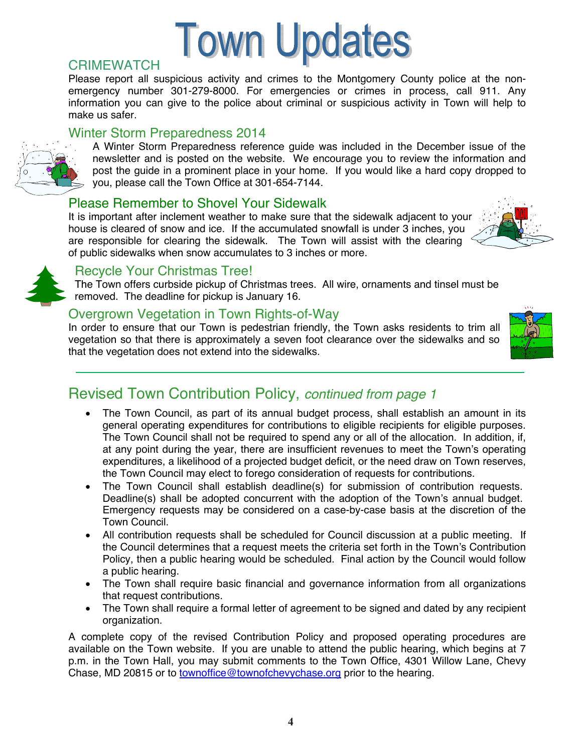# Town Updates

## CRIMEWATCH

Please report all suspicious activity and crimes to the Montgomery County police at the non-emergency number 301-279-8000. For emergencies or crimes in process, call 911. Any information you can give to the police about criminal or suspicious activity in Town will help to make us safer.

## Winter Storm Preparedness 2014

A Winter Storm Preparedness reference guide was included in the December issue of the newsletter and is posted on the website. We encourage you to review the information and post the guide in a prominent place in your home. If you would like a hard copy dropped to you, please call the Town Office at 301-654-7144.

## Please Remember to Shovel Your Sidewalk

It is important after inclement weather to make sure that the sidewalk adjacent to your house is cleared of snow and ice. If the accumulated snowfall is under 3 inches, you are responsible for clearing the sidewalk. The Town will assist with the clearing of public sidewalks when snow accumulates to 3 inches or more.

## Recycle Your Christmas Tree!

The Town offers curbside pickup of Christmas trees. All wire, ornaments and tinsel must be removed. The deadline for pickup is January 16.

## Overgrown Vegetation in Town Rights-of-Way

In order to ensure that our Town is pedestrian friendly, the Town asks residents to trim all vegetation so that there is approximately a seven foot clearance over the sidewalks and so that the vegetation does not extend into the sidewalks.

---

## Revised Town Contribution Policy, *continued from page 1*

- The Town Council, as part of its annual budget process, shall establish an amount in its general operating expenditures for contributions to eligible recipients for eligible purposes. The Town Council shall not be required to spend any or all of the allocation. In addition, if, at any point during the year, there are insufficient revenues to meet the Town's operating expenditures, a likelihood of a projected budget deficit, or the need draw on Town reserves, the Town Council may elect to forego consideration of requests for contributions.
- The Town Council shall establish deadline(s) for submission of contribution requests. Deadline(s) shall be adopted concurrent with the adoption of the Town's annual budget. Emergency requests may be considered on a case-by-case basis at the discretion of the Town Council.
- All contribution requests shall be scheduled for Council discussion at a public meeting. If the Council determines that a request meets the criteria set forth in the Town's Contribution Policy, then a public hearing would be scheduled. Final action by the Council would follow a public hearing.
- The Town shall require basic financial and governance information from all organizations that request contributions.
- The Town shall require a formal letter of agreement to be signed and dated by any recipient organization.

A complete copy of the revised Contribution Policy and proposed operating procedures are available on the Town website. If you are unable to attend the public hearing, which begins at 7 p.m. in the Town Hall, you may submit comments to the Town Office, 4301 Willow Lane, Chevy Chase, MD 20815 or to townoffice@townofchevychase.org prior to the hearing.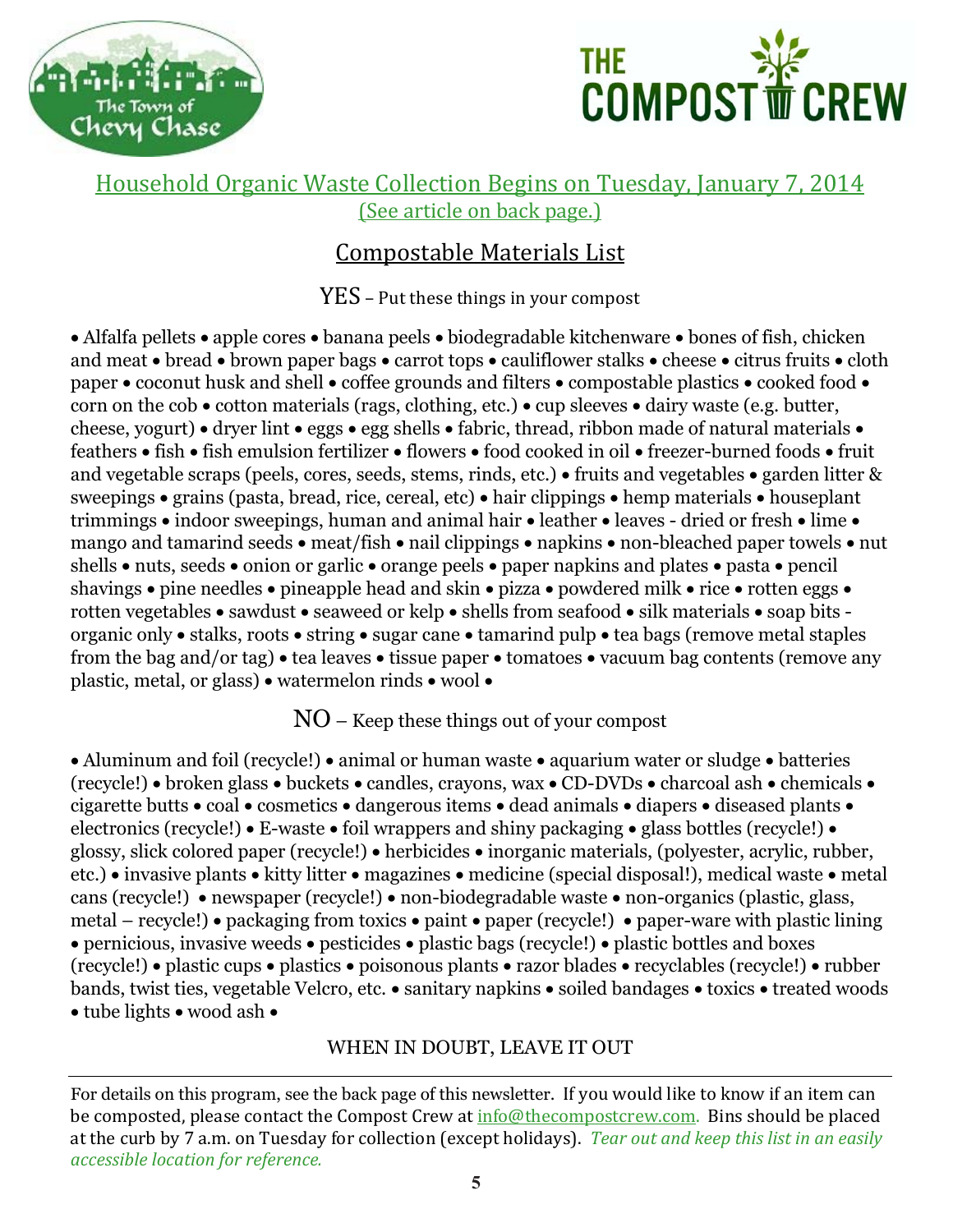## Household Organic Waste Collection Begins on Tuesday, January 7, 2014

(See article on back page.)

## Compostable Materials List

### YES – Put these things in your compost

• Alfalfa pellets • apple cores • banana peels • biodegradable kitchenware • bones of fish, chicken and meat • bread • brown paper bags • carrot tops • cauliflower stalks • cheese • citrus fruits • cloth paper • coconut husk and shell • coffee grounds and filters • compostable plastics • cooked food • corn on the cob • cotton materials (rags, clothing, etc.) • cup sleeves • dairy waste (e.g. butter, cheese, yogurt) • dryer lint • eggs • egg shells • fabric, thread, ribbon made of natural materials • feathers • fish • fish emulsion fertilizer • flowers • food cooked in oil • freezer-burned foods • fruit and vegetable scraps (peels, cores, seeds, stems, rinds, etc.) • fruits and vegetables • garden litter & sweepings • grains (pasta, bread, rice, cereal, etc) • hair clippings • hemp materials • houseplant trimmings • indoor sweepings, human and animal hair • leather • leaves - dried or fresh • lime • mango and tamarind seeds • meat/fish • nail clippings • napkins • non-bleached paper towels • nut shells • nuts, seeds • onion or garlic • orange peels • paper napkins and plates • pasta • pencil shavings • pine needles • pineapple head and skin • pizza • powdered milk • rice • rotten eggs • rotten vegetables • sawdust • seaweed or kelp • shells from seafood • silk materials • soap bits - organic only • stalks, roots • string • sugar cane • tamarind pulp • tea bags (remove metal staples from the bag and/or tag) • tea leaves • tissue paper • tomatoes • vacuum bag contents (remove any plastic, metal, or glass) • watermelon rinds • wool •

### NO – Keep these things out of your compost

• Aluminum and foil (recycle!) • animal or human waste • aquarium water or sludge • batteries (recycle!) • broken glass • buckets • candles, crayons, wax • CD-DVDs • charcoal ash • chemicals • cigarette butts • coal • cosmetics • dangerous items • dead animals • diapers • diseased plants • electronics (recycle!) • E-waste • foil wrappers and shiny packaging • glass bottles (recycle!) • glossy, slick colored paper (recycle!) • herbicides • inorganic materials, (polyester, acrylic, rubber, etc.) • invasive plants • kitty litter • magazines • medicine (special disposal!), medical waste • metal cans (recycle!) • newspaper (recycle!) • non-biodegradable waste • non-organics (plastic, glass, metal – recycle!) • packaging from toxics • paint • paper (recycle!) • paper-ware with plastic lining • pernicious, invasive weeds • pesticides • plastic bags (recycle!) • plastic bottles and boxes (recycle!) • plastic cups • plastics • poisonous plants • razor blades • recyclables (recycle!) • rubber bands, twist ties, vegetable Velcro, etc. • sanitary napkins • soiled bandages • toxics • treated woods • tube lights • wood ash •

WHEN IN DOUBT, LEAVE IT OUT

---

For details on this program, see the back page of this newsletter. If you would like to know if an item can be composted, please contact the Compost Crew at info@thecompostcrew.com. Bins should be placed at the curb by 7 a.m. on Tuesday for collection (except holidays). *Tear out and keep this list in an easily accessible location for reference.*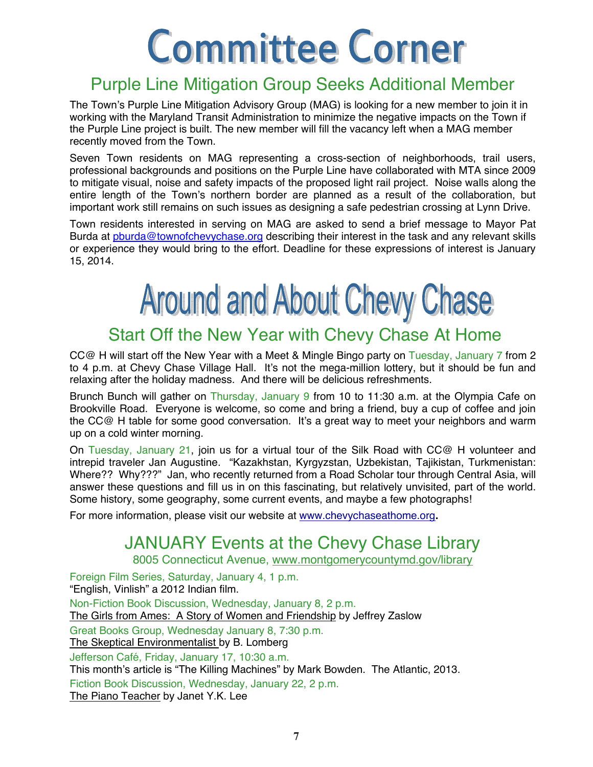# Committee Corner

## Purple Line Mitigation Group Seeks Additional Member

The Town's Purple Line Mitigation Advisory Group (MAG) is looking for a new member to join it in working with the Maryland Transit Administration to minimize the negative impacts on the Town if the Purple Line project is built. The new member will fill the vacancy left when a MAG member recently moved from the Town.

Seven Town residents on MAG representing a cross-section of neighborhoods, trail users, professional backgrounds and positions on the Purple Line have collaborated with MTA since 2009 to mitigate visual, noise and safety impacts of the proposed light rail project. Noise walls along the entire length of the Town's northern border are planned as a result of the collaboration, but important work still remains on such issues as designing a safe pedestrian crossing at Lynn Drive.

Town residents interested in serving on MAG are asked to send a brief message to Mayor Pat Burda at pburda@townofchevychase.org describing their interest in the task and any relevant skills or experience they would bring to the effort. Deadline for these expressions of interest is January 15, 2014.

# Around and About Chevy Chase

## Start Off the New Year with Chevy Chase At Home

CC@ H will start off the New Year with a Meet & Mingle Bingo party on Tuesday, January 7 from 2 to 4 p.m. at Chevy Chase Village Hall. It's not the mega-million lottery, but it should be fun and relaxing after the holiday madness. And there will be delicious refreshments.

Brunch Bunch will gather on Thursday, January 9 from 10 to 11:30 a.m. at the Olympia Cafe on Brookville Road. Everyone is welcome, so come and bring a friend, buy a cup of coffee and join the CC@ H table for some good conversation. It's a great way to meet your neighbors and warm up on a cold winter morning.

On Tuesday, January 21, join us for a virtual tour of the Silk Road with CC@ H volunteer and intrepid traveler Jan Augustine. "Kazakhstan, Kyrgyzstan, Uzbekistan, Tajikistan, Turkmenistan: Where?? Why???" Jan, who recently returned from a Road Scholar tour through Central Asia, will answer these questions and fill us in on this fascinating, but relatively unvisited, part of the world. Some history, some geography, some current events, and maybe a few photographs!

For more information, please visit our website at www.chevychaseathome.org**.**

## JANUARY Events at the Chevy Chase Library

8005 Connecticut Avenue, www.montgomerycountymd.gov/library

Foreign Film Series, Saturday, January 4, 1 p.m.
"English, Vinlish" a 2012 Indian film.

Non-Fiction Book Discussion, Wednesday, January 8, 2 p.m.
The Girls from Ames: A Story of Women and Friendship by Jeffrey Zaslow

Great Books Group, Wednesday January 8, 7:30 p.m.
The Skeptical Environmentalist by B. Lomberg

Jefferson Café, Friday, January 17, 10:30 a.m.
This month's article is "The Killing Machines" by Mark Bowden. The Atlantic, 2013.

Fiction Book Discussion, Wednesday, January 22, 2 p.m.
The Piano Teacher by Janet Y.K. Lee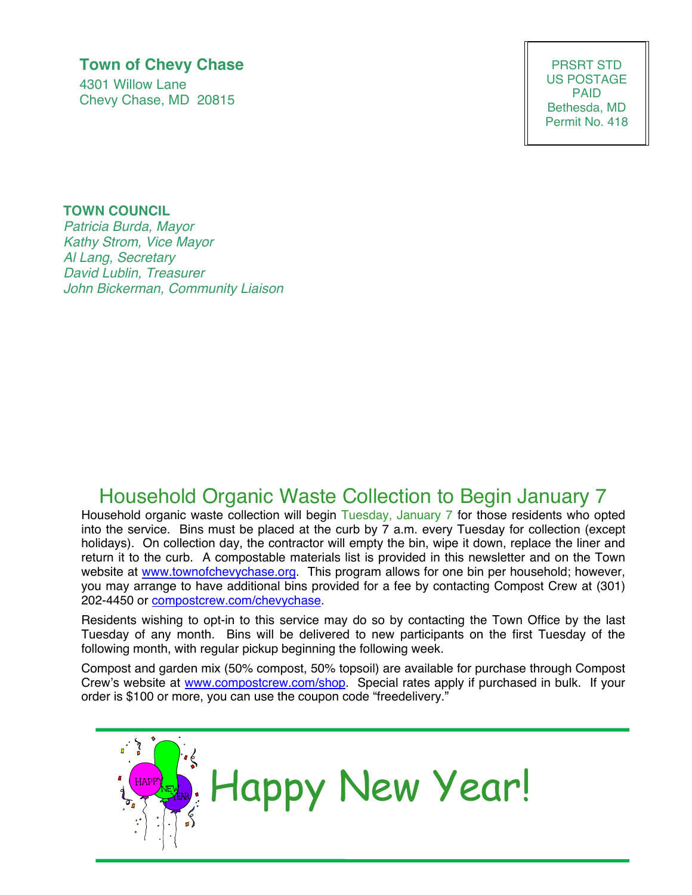**Town of Chevy Chase**

4301 Willow Lane
Chevy Chase, MD 20815

PRSRT STD
US POSTAGE
PAID
Bethesda, MD
Permit No. 418

**TOWN COUNCIL**

*Patricia Burda, Mayor*
*Kathy Strom, Vice Mayor*
*Al Lang, Secretary*
*David Lublin, Treasurer*
*John Bickerman, Community Liaison*

## Household Organic Waste Collection to Begin January 7

Household organic waste collection will begin Tuesday, January 7 for those residents who opted into the service. Bins must be placed at the curb by 7 a.m. every Tuesday for collection (except holidays). On collection day, the contractor will empty the bin, wipe it down, replace the liner and return it to the curb. A compostable materials list is provided in this newsletter and on the Town website at www.townofchevychase.org. This program allows for one bin per household; however, you may arrange to have additional bins provided for a fee by contacting Compost Crew at (301) 202-4450 or compostcrew.com/chevychase.

Residents wishing to opt-in to this service may do so by contacting the Town Office by the last Tuesday of any month. Bins will be delivered to new participants on the first Tuesday of the following month, with regular pickup beginning the following week.

Compost and garden mix (50% compost, 50% topsoil) are available for purchase through Compost Crew's website at www.compostcrew.com/shop. Special rates apply if purchased in bulk. If your order is $100 or more, you can use the coupon code "freedelivery."

---

# Happy New Year!

---